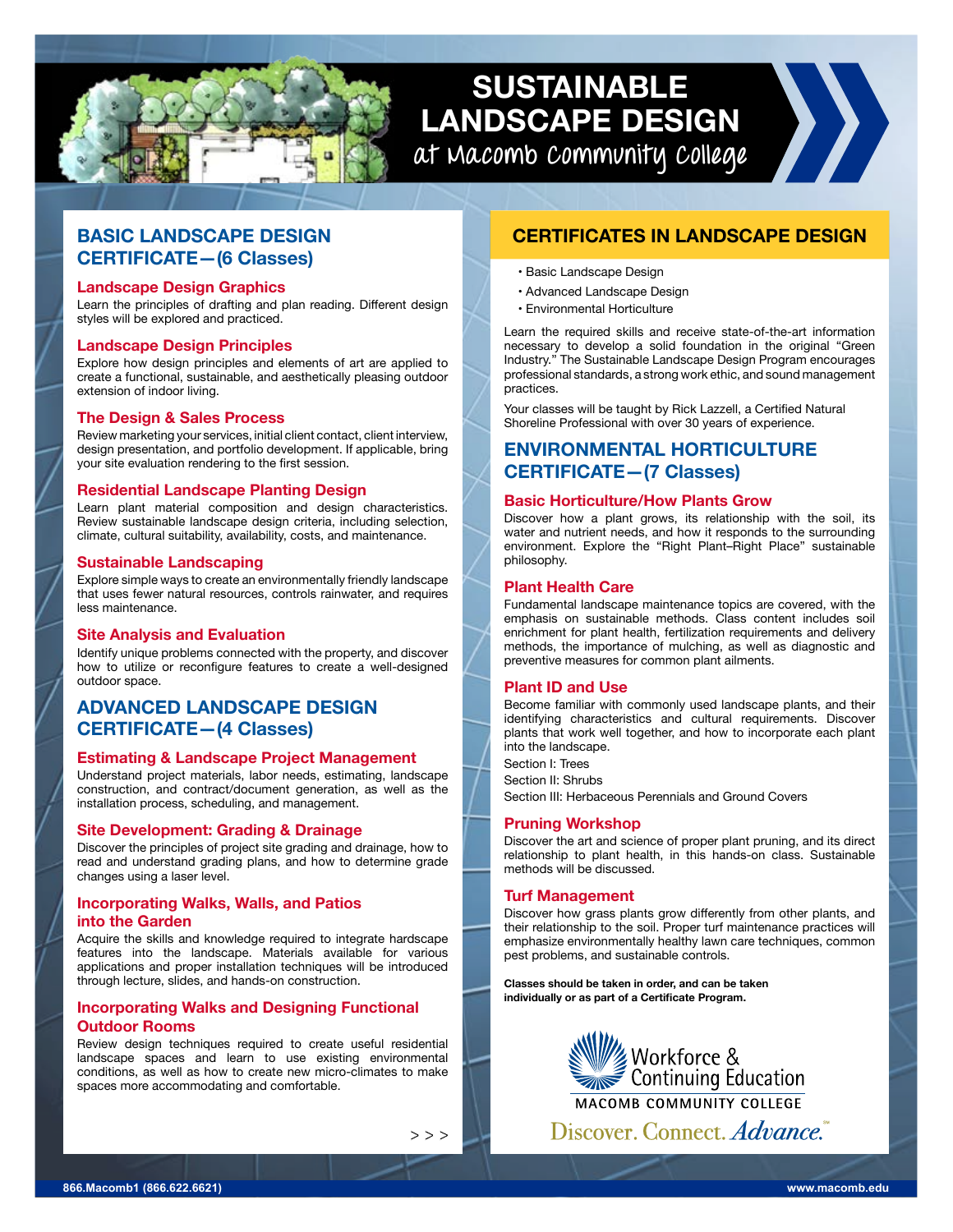# SUSTAINABLE LANDSCAPE DESIGN

at Macomb Community College

## BASIC LANDSCAPE DESIGN CERTIFICATE—(6 Classes)

### Landscape Design Graphics

Learn the principles of drafting and plan reading. Different design styles will be explored and practiced.

### Landscape Design Principles

Explore how design principles and elements of art are applied to create a functional, sustainable, and aesthetically pleasing outdoor extension of indoor living.

### The Design & Sales Process

Review marketing your services, initial client contact, client interview, design presentation, and portfolio development. If applicable, bring your site evaluation rendering to the first session.

### Residential Landscape Planting Design

Learn plant material composition and design characteristics. Review sustainable landscape design criteria, including selection, climate, cultural suitability, availability, costs, and maintenance.

### Sustainable Landscaping

Explore simple ways to create an environmentally friendly landscape that uses fewer natural resources, controls rainwater, and requires less maintenance.

### Site Analysis and Evaluation

Identify unique problems connected with the property, and discover how to utilize or reconfigure features to create a well-designed outdoor space.

## ADVANCED LANDSCAPE DESIGN CERTIFICATE—(4 Classes)

### Estimating & Landscape Project Management

Understand project materials, labor needs, estimating, landscape construction, and contract/document generation, as well as the installation process, scheduling, and management.

### Site Development: Grading & Drainage

Discover the principles of project site grading and drainage, how to read and understand grading plans, and how to determine grade changes using a laser level.

### Incorporating Walks, Walls, and Patios into the Garden

Acquire the skills and knowledge required to integrate hardscape features into the landscape. Materials available for various applications and proper installation techniques will be introduced through lecture, slides, and hands-on construction.

### Incorporating Walks and Designing Functional Outdoor Rooms

Review design techniques required to create useful residential landscape spaces and learn to use existing environmental conditions, as well as how to create new micro-climates to make spaces more accommodating and comfortable.

> > >

## CERTIFICATES IN LANDSCAPE DESIGN

- Basic Landscape Design
- Advanced Landscape Design
- Environmental Horticulture

Learn the required skills and receive state-of-the-art information necessary to develop a solid foundation in the original "Green Industry." The Sustainable Landscape Design Program encourages professional standards, a strong work ethic, and sound management practices.

Your classes will be taught by Rick Lazzell, a Certified Natural Shoreline Professional with over 30 years of experience.

## ENVIRONMENTAL HORTICULTURE CERTIFICATE—(7 Classes)

### Basic Horticulture/How Plants Grow

Discover how a plant grows, its relationship with the soil, its water and nutrient needs, and how it responds to the surrounding environment. Explore the "Right Plant–Right Place" sustainable philosophy.

### Plant Health Care

Fundamental landscape maintenance topics are covered, with the emphasis on sustainable methods. Class content includes soil enrichment for plant health, fertilization requirements and delivery methods, the importance of mulching, as well as diagnostic and preventive measures for common plant ailments.

### Plant ID and Use

Become familiar with commonly used landscape plants, and their identifying characteristics and cultural requirements. Discover plants that work well together, and how to incorporate each plant into the landscape.

Section I: Trees

Section II: Shrubs

Section III: Herbaceous Perennials and Ground Covers

### Pruning Workshop

Discover the art and science of proper plant pruning, and its direct relationship to plant health, in this hands-on class. Sustainable methods will be discussed.

### Turf Management

Discover how grass plants grow differently from other plants, and their relationship to the soil. Proper turf maintenance practices will emphasize environmentally healthy lawn care techniques, common pest problems, and sustainable controls.

**Classes should be taken in order, and can be taken individually or as part of a Certificate Program.**

Workforce & Continuing Education
MACOMB COMMUNITY COLLEGE
Discover. Connect. *Advance.*

866.Macomb1 (866.622.6621) www.macomb.edu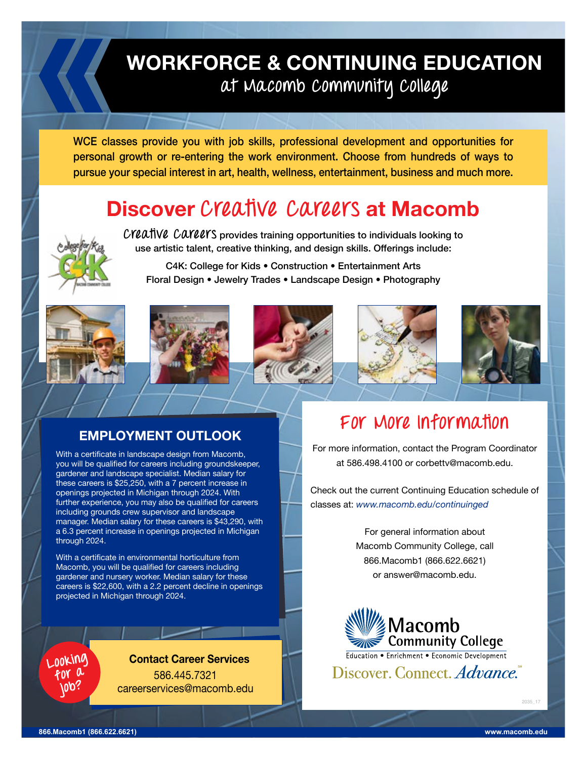# WORKFORCE & CONTINUING EDUCATION
## at Macomb Community College

WCE classes provide you with job skills, professional development and opportunities for personal growth or re-entering the work environment. Choose from hundreds of ways to pursue your special interest in art, health, wellness, entertainment, business and much more.

## Discover Creative Careers at Macomb

Creative Careers provides training opportunities to individuals looking to use artistic talent, creative thinking, and design skills. Offerings include:

C4K: College for Kids • Construction • Entertainment Arts
Floral Design • Jewelry Trades • Landscape Design • Photography

### EMPLOYMENT OUTLOOK

With a certificate in landscape design from Macomb, you will be qualified for careers including groundskeeper, gardener and landscape specialist. Median salary for these careers is $25,250, with a 7 percent increase in openings projected in Michigan through 2024. With further experience, you may also be qualified for careers including grounds crew supervisor and landscape manager. Median salary for these careers is $43,290, with a 6.3 percent increase in openings projected in Michigan through 2024.

With a certificate in environmental horticulture from Macomb, you will be qualified for careers including gardener and nursery worker. Median salary for these careers is $22,600, with a 2.2 percent decline in openings projected in Michigan through 2024.

Looking for a job?

**Contact Career Services**
586.445.7321
careerservices@macomb.edu

## For More Information

For more information, contact the Program Coordinator at 586.498.4100 or corbettv@macomb.edu.

Check out the current Continuing Education schedule of classes at: *www.macomb.edu/continuinged*

For general information about Macomb Community College, call 866.Macomb1 (866.622.6621) or answer@macomb.edu.

Macomb Community College
Education • Enrichment • Economic Development
Discover. Connect. *Advance.*

2035_17

866.Macomb1 (866.622.6621) www.macomb.edu